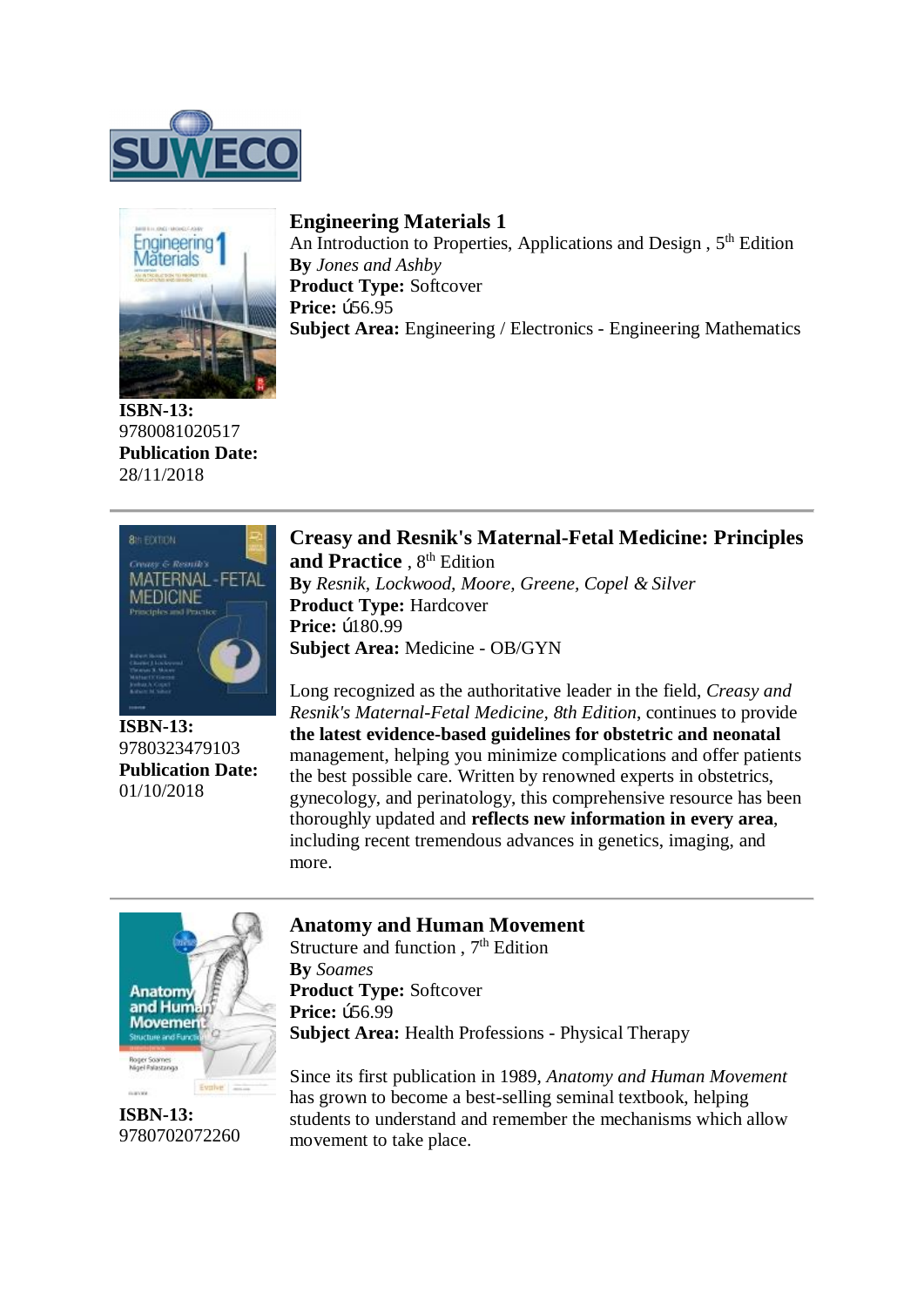SUWECO

### Engineering Materials 1

An Introduction to Properties, Applications and Design , 5th Edition
**By** *Jones and Ashby*
**Product Type:** Softcover
**Price:** ú56.95
**Subject Area:** Engineering / Electronics - Engineering Mathematics

**ISBN-13:**
9780081020517
**Publication Date:**
28/11/2018

---

### Creasy and Resnik's Maternal-Fetal Medicine: Principles and Practice , 8th Edition

**By** *Resnik, Lockwood, Moore, Greene, Copel & Silver*
**Product Type:** Hardcover
**Price:** ú180.99
**Subject Area:** Medicine - OB/GYN

Long recognized as the authoritative leader in the field, *Creasy and Resnik's Maternal-Fetal Medicine, 8th Edition*, continues to provide **the latest evidence-based guidelines for obstetric and neonatal** management, helping you minimize complications and offer patients the best possible care. Written by renowned experts in obstetrics, gynecology, and perinatology, this comprehensive resource has been thoroughly updated and **reflects new information in every area**, including recent tremendous advances in genetics, imaging, and more.

**ISBN-13:**
9780323479103
**Publication Date:**
01/10/2018

---

### Anatomy and Human Movement

Structure and function , 7th Edition
**By** *Soames*
**Product Type:** Softcover
**Price:** ú56.99
**Subject Area:** Health Professions - Physical Therapy

Since its first publication in 1989, *Anatomy and Human Movement* has grown to become a best-selling seminal textbook, helping students to understand and remember the mechanisms which allow movement to take place.

**ISBN-13:**
9780702072260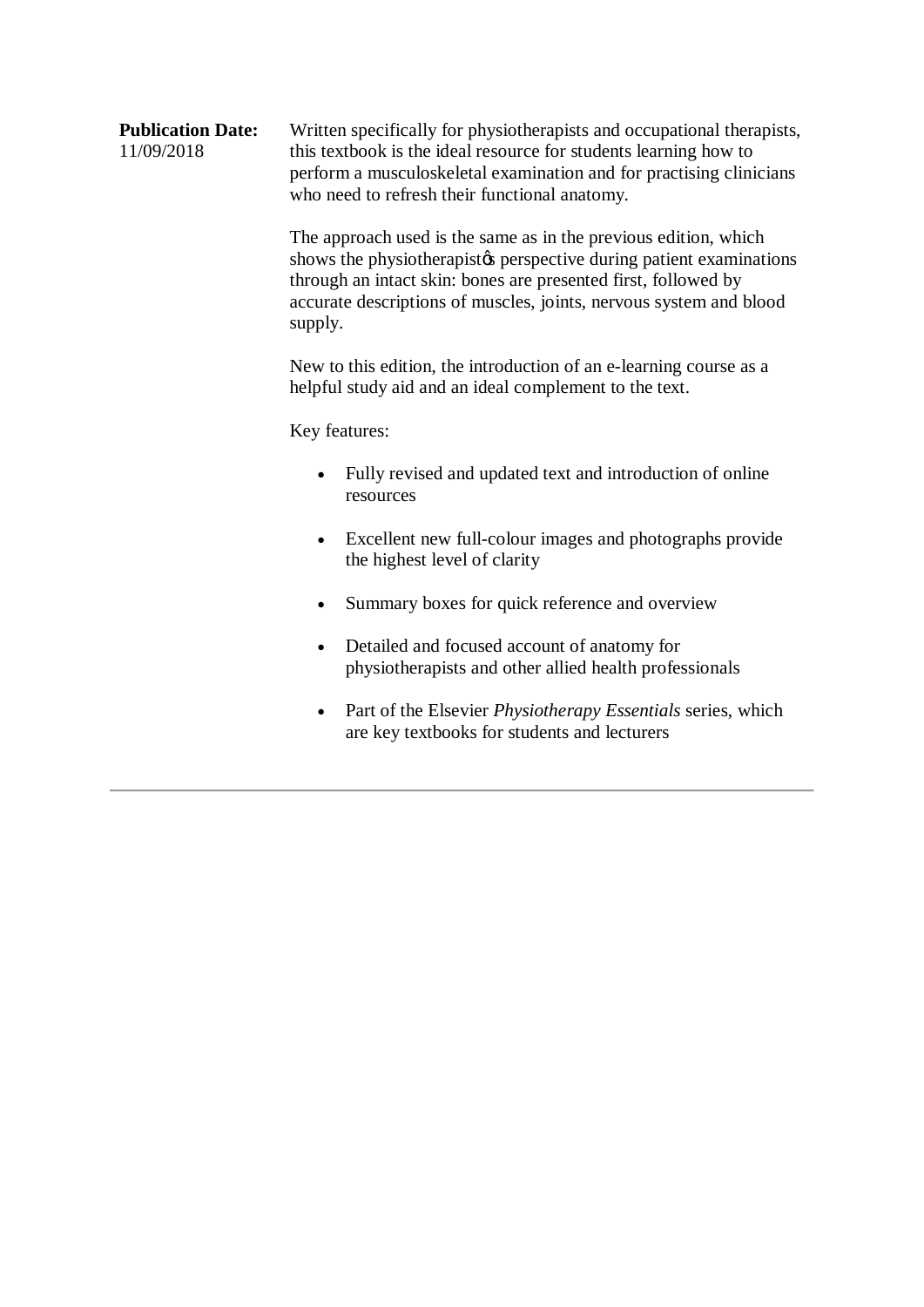**Publication Date:** 11/09/2018

Written specifically for physiotherapists and occupational therapists, this textbook is the ideal resource for students learning how to perform a musculoskeletal examination and for practising clinicians who need to refresh their functional anatomy.

The approach used is the same as in the previous edition, which shows the physiotherapistǿs perspective during patient examinations through an intact skin: bones are presented first, followed by accurate descriptions of muscles, joints, nervous system and blood supply.

New to this edition, the introduction of an e-learning course as a helpful study aid and an ideal complement to the text.

Key features:

- Fully revised and updated text and introduction of online resources
- Excellent new full-colour images and photographs provide the highest level of clarity
- Summary boxes for quick reference and overview
- Detailed and focused account of anatomy for physiotherapists and other allied health professionals
- Part of the Elsevier *Physiotherapy Essentials* series, which are key textbooks for students and lecturers